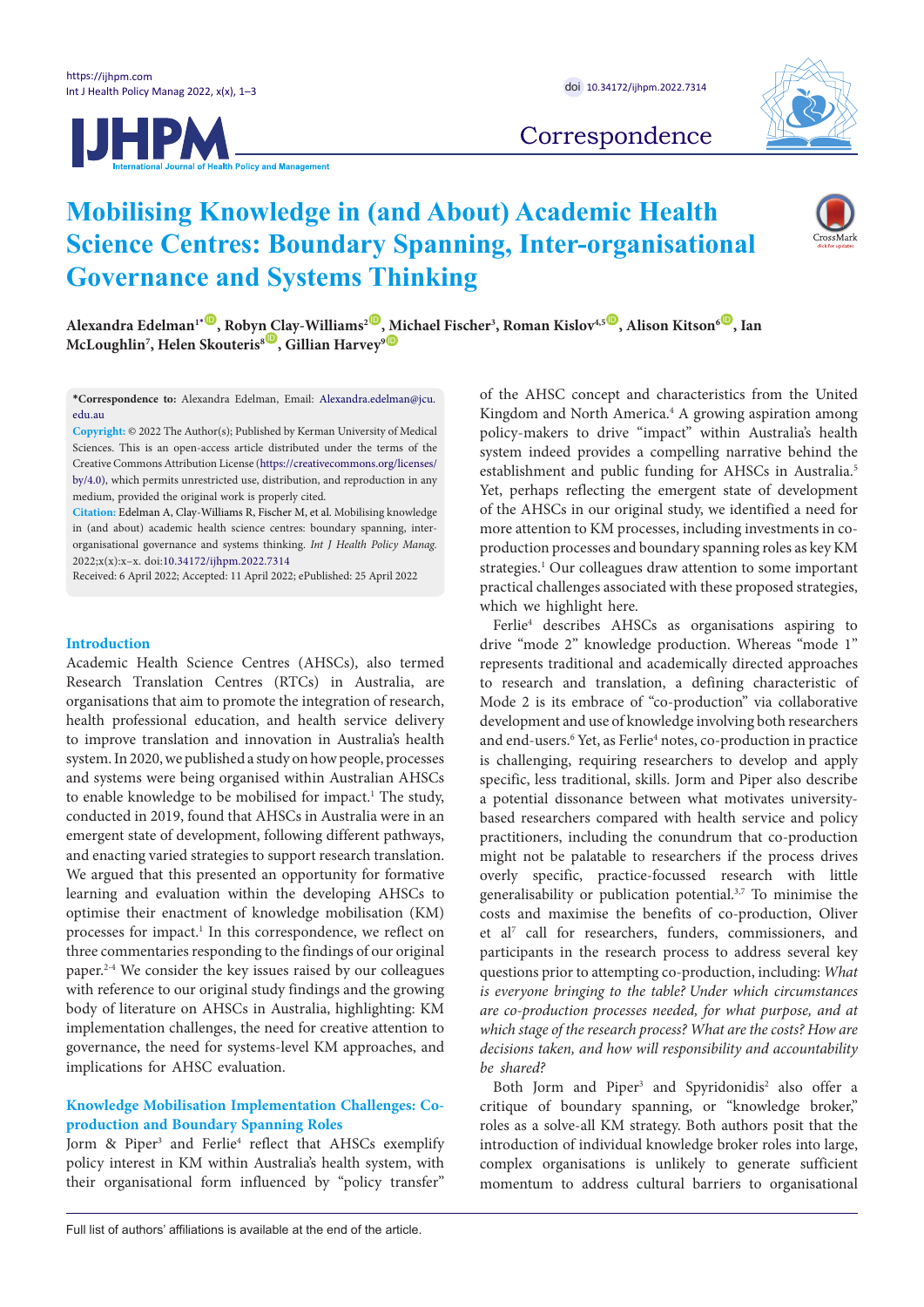Correspondence

# Mobilising Knowledge in (and About) Academic Health Science Centres: Boundary Spanning, Inter-organisational Governance and Systems Thinking

**Alexandra Edelman[1*], Robyn Clay-Williams[2], Michael Fischer[3], Roman Kislov[4,5], Alison Kitson[6], Ian McLoughlin[7], Helen Skouteris[8], Gillian Harvey[9]**

**\*Correspondence to:** Alexandra Edelman, Email: Alexandra.edelman@jcu.edu.au

**Copyright:** © 2022 The Author(s); Published by Kerman University of Medical Sciences. This is an open-access article distributed under the terms of the Creative Commons Attribution License (https://creativecommons.org/licenses/by/4.0), which permits unrestricted use, distribution, and reproduction in any medium, provided the original work is properly cited.

**Citation:** Edelman A, Clay-Williams R, Fischer M, et al. Mobilising knowledge in (and about) academic health science centres: boundary spanning, inter-organisational governance and systems thinking. *Int J Health Policy Manag.* 2022;x(x):x–x. doi:10.34172/ijhpm.2022.7314

Received: 6 April 2022; Accepted: 11 April 2022; ePublished: 25 April 2022

## Introduction

Academic Health Science Centres (AHSCs), also termed Research Translation Centres (RTCs) in Australia, are organisations that aim to promote the integration of research, health professional education, and health service delivery to improve translation and innovation in Australia's health system. In 2020, we published a study on how people, processes and systems were being organised within Australian AHSCs to enable knowledge to be mobilised for impact.[1] The study, conducted in 2019, found that AHSCs in Australia were in an emergent state of development, following different pathways, and enacting varied strategies to support research translation. We argued that this presented an opportunity for formative learning and evaluation within the developing AHSCs to optimise their enactment of knowledge mobilisation (KM) processes for impact.[1] In this correspondence, we reflect on three commentaries responding to the findings of our original paper.[2-4] We consider the key issues raised by our colleagues with reference to our original study findings and the growing body of literature on AHSCs in Australia, highlighting: KM implementation challenges, the need for creative attention to governance, the need for systems-level KM approaches, and implications for AHSC evaluation.

## Knowledge Mobilisation Implementation Challenges: Co-production and Boundary Spanning Roles

Jorm & Piper[3] and Ferlie[4] reflect that AHSCs exemplify policy interest in KM within Australia's health system, with their organisational form influenced by "policy transfer" of the AHSC concept and characteristics from the United Kingdom and North America.[4] A growing aspiration among policy-makers to drive "impact" within Australia's health system indeed provides a compelling narrative behind the establishment and public funding for AHSCs in Australia.[5] Yet, perhaps reflecting the emergent state of development of the AHSCs in our original study, we identified a need for more attention to KM processes, including investments in co-production processes and boundary spanning roles as key KM strategies.[1] Our colleagues draw attention to some important practical challenges associated with these proposed strategies, which we highlight here.

Ferlie[4] describes AHSCs as organisations aspiring to drive "mode 2" knowledge production. Whereas "mode 1" represents traditional and academically directed approaches to research and translation, a defining characteristic of Mode 2 is its embrace of "co-production" via collaborative development and use of knowledge involving both researchers and end-users.[6] Yet, as Ferlie[4] notes, co-production in practice is challenging, requiring researchers to develop and apply specific, less traditional, skills. Jorm and Piper also describe a potential dissonance between what motivates university-based researchers compared with health service and policy practitioners, including the conundrum that co-production might not be palatable to researchers if the process drives overly specific, practice-focussed research with little generalisability or publication potential.[3,7] To minimise the costs and maximise the benefits of co-production, Oliver et al[7] call for researchers, funders, commissioners, and participants in the research process to address several key questions prior to attempting co-production, including: *What is everyone bringing to the table? Under which circumstances are co-production processes needed, for what purpose, and at which stage of the research process? What are the costs? How are decisions taken, and how will responsibility and accountability be shared?*

Both Jorm and Piper[3] and Spyridonidis[2] also offer a critique of boundary spanning, or "knowledge broker," roles as a solve-all KM strategy. Both authors posit that the introduction of individual knowledge broker roles into large, complex organisations is unlikely to generate sufficient momentum to address cultural barriers to organisational

Full list of authors' affiliations is available at the end of the article.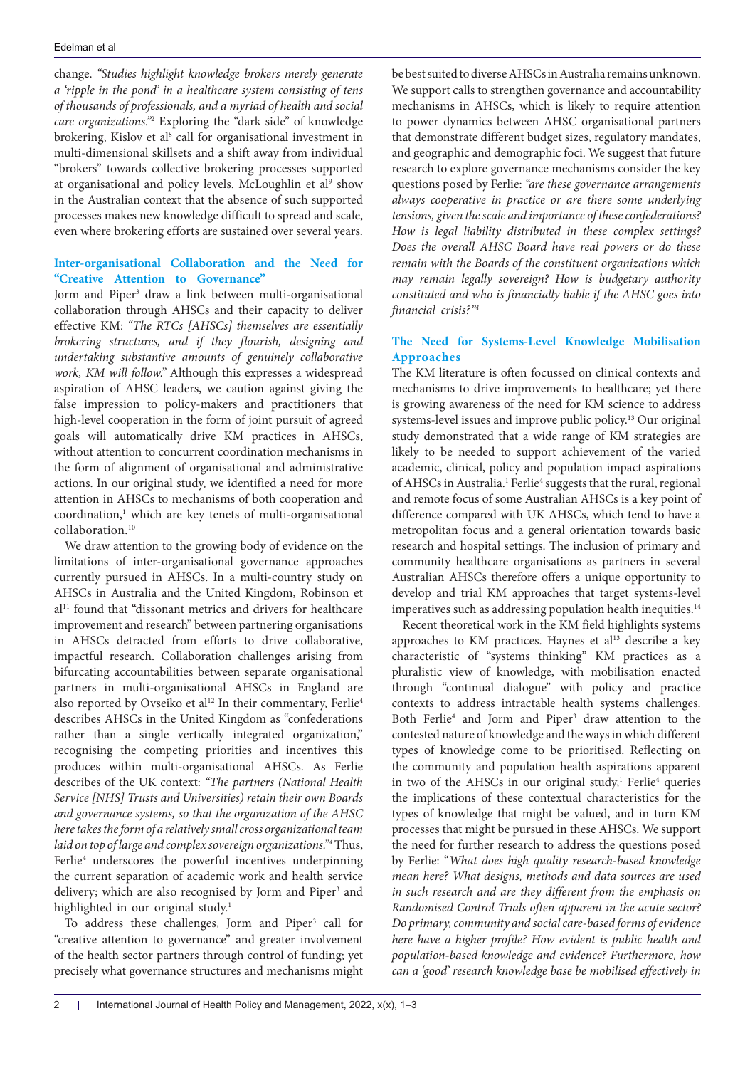change. *"Studies highlight knowledge brokers merely generate a 'ripple in the pond' in a healthcare system consisting of tens of thousands of professionals, and a myriad of health and social care organizations."*[2] Exploring the "dark side" of knowledge brokering, Kislov et al[8] call for organisational investment in multi-dimensional skillsets and a shift away from individual "brokers" towards collective brokering processes supported at organisational and policy levels. McLoughlin et al[9] show in the Australian context that the absence of such supported processes makes new knowledge difficult to spread and scale, even where brokering efforts are sustained over several years.

## Inter-organisational Collaboration and the Need for "Creative Attention to Governance"

Jorm and Piper[3] draw a link between multi-organisational collaboration through AHSCs and their capacity to deliver effective KM: *"The RTCs [AHSCs] themselves are essentially brokering structures, and if they flourish, designing and undertaking substantive amounts of genuinely collaborative work, KM will follow."* Although this expresses a widespread aspiration of AHSC leaders, we caution against giving the false impression to policy-makers and practitioners that high-level cooperation in the form of joint pursuit of agreed goals will automatically drive KM practices in AHSCs, without attention to concurrent coordination mechanisms in the form of alignment of organisational and administrative actions. In our original study, we identified a need for more attention in AHSCs to mechanisms of both cooperation and coordination,[1] which are key tenets of multi-organisational collaboration.[10]

We draw attention to the growing body of evidence on the limitations of inter-organisational governance approaches currently pursued in AHSCs. In a multi-country study on AHSCs in Australia and the United Kingdom, Robinson et al[11] found that "dissonant metrics and drivers for healthcare improvement and research" between partnering organisations in AHSCs detracted from efforts to drive collaborative, impactful research. Collaboration challenges arising from bifurcating accountabilities between separate organisational partners in multi-organisational AHSCs in England are also reported by Ovseiko et al[12] In their commentary, Ferlie[4] describes AHSCs in the United Kingdom as "confederations rather than a single vertically integrated organization," recognising the competing priorities and incentives this produces within multi-organisational AHSCs. As Ferlie describes of the UK context: *"The partners (National Health Service [NHS] Trusts and Universities) retain their own Boards and governance systems, so that the organization of the AHSC here takes the form of a relatively small cross organizational team laid on top of large and complex sovereign organizations."*[4] Thus, Ferlie[4] underscores the powerful incentives underpinning the current separation of academic work and health service delivery; which are also recognised by Jorm and Piper[3] and highlighted in our original study.[1]

To address these challenges, Jorm and Piper[3] call for "creative attention to governance" and greater involvement of the health sector partners through control of funding; yet precisely what governance structures and mechanisms might be best suited to diverse AHSCs in Australia remains unknown. We support calls to strengthen governance and accountability mechanisms in AHSCs, which is likely to require attention to power dynamics between AHSC organisational partners that demonstrate different budget sizes, regulatory mandates, and geographic and demographic foci. We suggest that future research to explore governance mechanisms consider the key questions posed by Ferlie: *"are these governance arrangements always cooperative in practice or are there some underlying tensions, given the scale and importance of these confederations? How is legal liability distributed in these complex settings? Does the overall AHSC Board have real powers or do these remain with the Boards of the constituent organizations which may remain legally sovereign? How is budgetary authority constituted and who is financially liable if the AHSC goes into financial crisis?"*[4]

## The Need for Systems-Level Knowledge Mobilisation Approaches

The KM literature is often focussed on clinical contexts and mechanisms to drive improvements to healthcare; yet there is growing awareness of the need for KM science to address systems-level issues and improve public policy.[13] Our original study demonstrated that a wide range of KM strategies are likely to be needed to support achievement of the varied academic, clinical, policy and population impact aspirations of AHSCs in Australia.[1] Ferlie[4] suggests that the rural, regional and remote focus of some Australian AHSCs is a key point of difference compared with UK AHSCs, which tend to have a metropolitan focus and a general orientation towards basic research and hospital settings. The inclusion of primary and community healthcare organisations as partners in several Australian AHSCs therefore offers a unique opportunity to develop and trial KM approaches that target systems-level imperatives such as addressing population health inequities.[14]

Recent theoretical work in the KM field highlights systems approaches to KM practices. Haynes et al[13] describe a key characteristic of "systems thinking" KM practices as a pluralistic view of knowledge, with mobilisation enacted through "continual dialogue" with policy and practice contexts to address intractable health systems challenges. Both Ferlie[4] and Jorm and Piper[3] draw attention to the contested nature of knowledge and the ways in which different types of knowledge come to be prioritised. Reflecting on the community and population health aspirations apparent in two of the AHSCs in our original study,[1] Ferlie[4] queries the implications of these contextual characteristics for the types of knowledge that might be valued, and in turn KM processes that might be pursued in these AHSCs. We support the need for further research to address the questions posed by Ferlie: "*What does high quality research-based knowledge mean here? What designs, methods and data sources are used in such research and are they different from the emphasis on Randomised Control Trials often apparent in the acute sector? Do primary, community and social care-based forms of evidence here have a higher profile? How evident is public health and population-based knowledge and evidence? Furthermore, how can a 'good' research knowledge base be mobilised effectively in*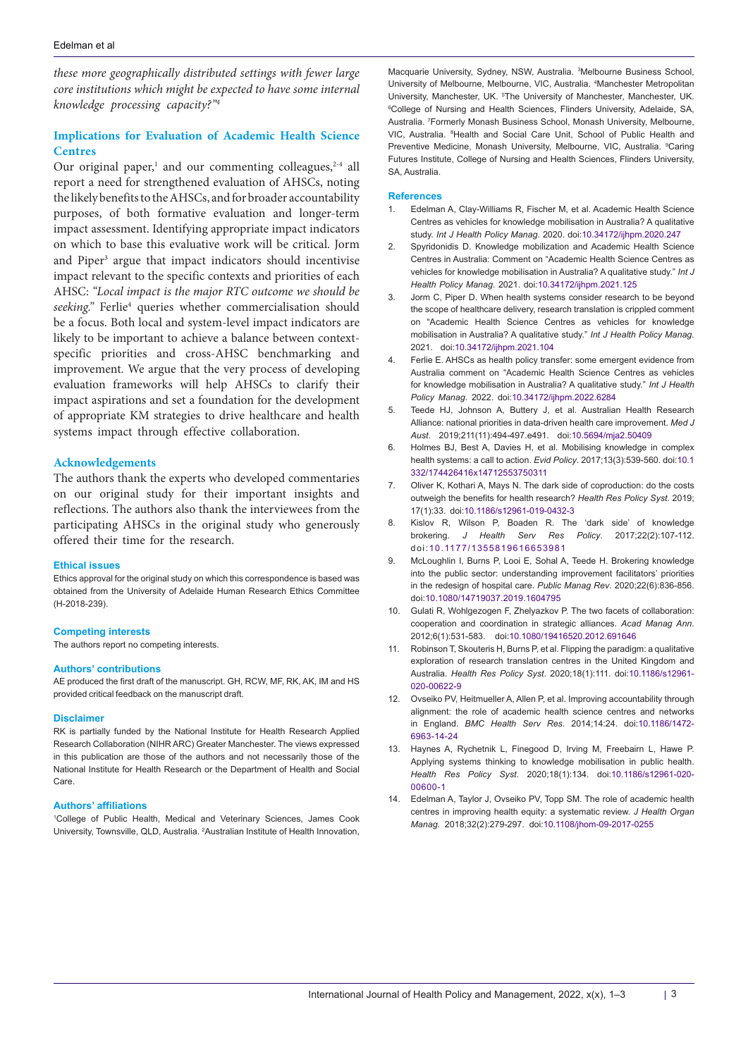*these more geographically distributed settings with fewer large core institutions which might be expected to have some internal knowledge processing capacity?"*[4]

## Implications for Evaluation of Academic Health Science Centres

Our original paper,[1] and our commenting colleagues,[2-4] all report a need for strengthened evaluation of AHSCs, noting the likely benefits to the AHSCs, and for broader accountability purposes, of both formative evaluation and longer-term impact assessment. Identifying appropriate impact indicators on which to base this evaluative work will be critical. Jorm and Piper[3] argue that impact indicators should incentivise impact relevant to the specific contexts and priorities of each AHSC: *"Local impact is the major RTC outcome we should be seeking."* Ferlie[4] queries whether commercialisation should be a focus. Both local and system-level impact indicators are likely to be important to achieve a balance between context-specific priorities and cross-AHSC benchmarking and improvement. We argue that the very process of developing evaluation frameworks will help AHSCs to clarify their impact aspirations and set a foundation for the development of appropriate KM strategies to drive healthcare and health systems impact through effective collaboration.

## Acknowledgements

The authors thank the experts who developed commentaries on our original study for their important insights and reflections. The authors also thank the interviewees from the participating AHSCs in the original study who generously offered their time for the research.

### Ethical issues

Ethics approval for the original study on which this correspondence is based was obtained from the University of Adelaide Human Research Ethics Committee (H-2018-239).

### Competing interests

The authors report no competing interests.

### Authors' contributions

AE produced the first draft of the manuscript. GH, RCW, MF, RK, AK, IM and HS provided critical feedback on the manuscript draft.

### Disclaimer

RK is partially funded by the National Institute for Health Research Applied Research Collaboration (NIHR ARC) Greater Manchester. The views expressed in this publication are those of the authors and not necessarily those of the National Institute for Health Research or the Department of Health and Social Care.

### Authors' affiliations

[1]College of Public Health, Medical and Veterinary Sciences, James Cook University, Townsville, QLD, Australia. [2]Australian Institute of Health Innovation, Macquarie University, Sydney, NSW, Australia. [3]Melbourne Business School, University of Melbourne, Melbourne, VIC, Australia. [4]Manchester Metropolitan University, Manchester, UK. [5]The University of Manchester, Manchester, UK. [6]College of Nursing and Health Sciences, Flinders University, Adelaide, SA, Australia. [7]Formerly Monash Business School, Monash University, Melbourne, VIC, Australia. [8]Health and Social Care Unit, School of Public Health and Preventive Medicine, Monash University, Melbourne, VIC, Australia. [9]Caring Futures Institute, College of Nursing and Health Sciences, Flinders University, SA, Australia.

### References

1. Edelman A, Clay-Williams R, Fischer M, et al. Academic Health Science Centres as vehicles for knowledge mobilisation in Australia? A qualitative study. *Int J Health Policy Manag*. 2020. doi:10.34172/ijhpm.2020.247
2. Spyridonidis D. Knowledge mobilization and Academic Health Science Centres in Australia: Comment on "Academic Health Science Centres as vehicles for knowledge mobilisation in Australia? A qualitative study." *Int J Health Policy Manag*. 2021. doi:10.34172/ijhpm.2021.125
3. Jorm C, Piper D. When health systems consider research to be beyond the scope of healthcare delivery, research translation is crippled comment on "Academic Health Science Centres as vehicles for knowledge mobilisation in Australia? A qualitative study." *Int J Health Policy Manag*. 2021. doi:10.34172/ijhpm.2021.104
4. Ferlie E. AHSCs as health policy transfer: some emergent evidence from Australia comment on "Academic Health Science Centres as vehicles for knowledge mobilisation in Australia? A qualitative study." *Int J Health Policy Manag*. 2022. doi:10.34172/ijhpm.2022.6284
5. Teede HJ, Johnson A, Buttery J, et al. Australian Health Research Alliance: national priorities in data-driven health care improvement. *Med J Aust*. 2019;211(11):494-497.e491. doi:10.5694/mja2.50409
6. Holmes BJ, Best A, Davies H, et al. Mobilising knowledge in complex health systems: a call to action. *Evid Policy*. 2017;13(3):539-560. doi:10.1332/174426416x14712553750311
7. Oliver K, Kothari A, Mays N. The dark side of coproduction: do the costs outweigh the benefits for health research? *Health Res Policy Syst*. 2019; 17(1):33. doi:10.1186/s12961-019-0432-3
8. Kislov R, Wilson P, Boaden R. The 'dark side' of knowledge brokering. *J Health Serv Res Policy*. 2017;22(2):107-112. doi:10.1177/1355819616653981
9. McLoughlin I, Burns P, Looi E, Sohal A, Teede H. Brokering knowledge into the public sector: understanding improvement facilitators' priorities in the redesign of hospital care. *Public Manag Rev*. 2020;22(6):836-856. doi:10.1080/14719037.2019.1604795
10. Gulati R, Wohlgezogen F, Zhelyazkov P. The two facets of collaboration: cooperation and coordination in strategic alliances. *Acad Manag Ann*. 2012;6(1):531-583. doi:10.1080/19416520.2012.691646
11. Robinson T, Skouteris H, Burns P, et al. Flipping the paradigm: a qualitative exploration of research translation centres in the United Kingdom and Australia. *Health Res Policy Syst*. 2020;18(1):111. doi:10.1186/s12961-020-00622-9
12. Ovseiko PV, Heitmueller A, Allen P, et al. Improving accountability through alignment: the role of academic health science centres and networks in England. *BMC Health Serv Res*. 2014;14:24. doi:10.1186/1472-6963-14-24
13. Haynes A, Rychetnik L, Finegood D, Irving M, Freebairn L, Hawe P. Applying systems thinking to knowledge mobilisation in public health. *Health Res Policy Syst*. 2020;18(1):134. doi:10.1186/s12961-020-00600-1
14. Edelman A, Taylor J, Ovseiko PV, Topp SM. The role of academic health centres in improving health equity: a systematic review. *J Health Organ Manag*. 2018;32(2):279-297. doi:10.1108/jhom-09-2017-0255